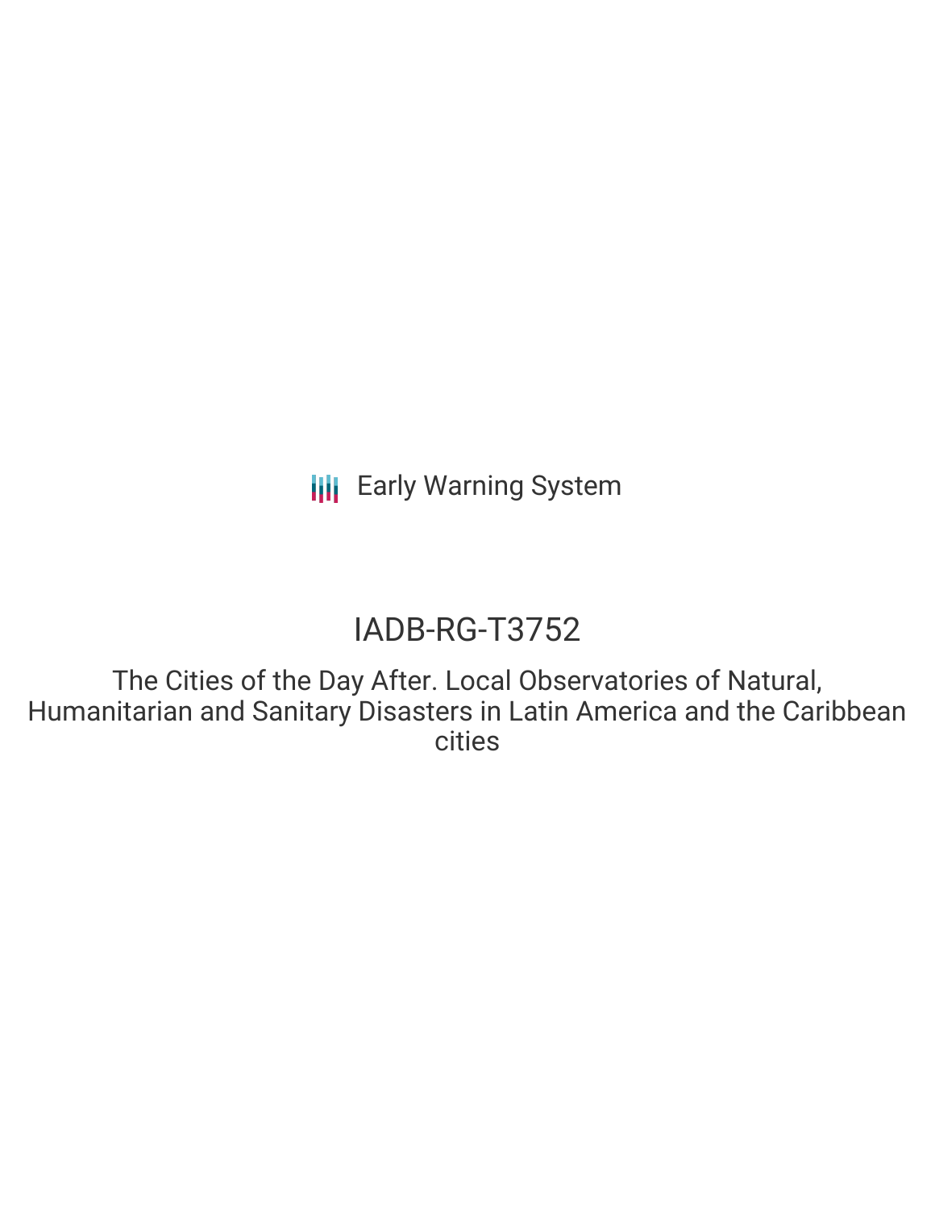Early Warning System

# IADB-RG-T3752

The Cities of the Day After. Local Observatories of Natural, Humanitarian and Sanitary Disasters in Latin America and the Caribbean cities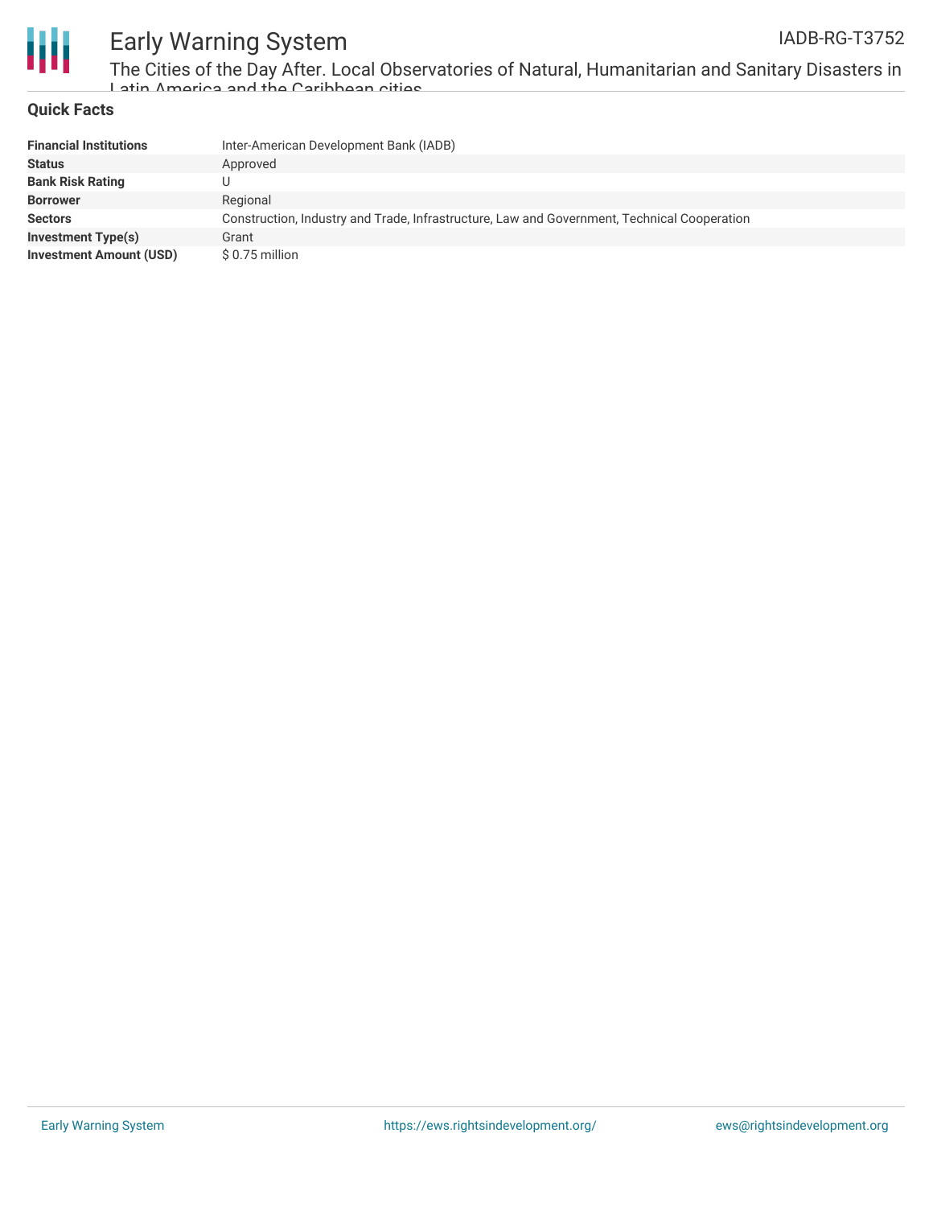## Quick Facts

| | |
|---|---|
| **Financial Institutions** | Inter-American Development Bank (IADB) |
| **Status** | Approved |
| **Bank Risk Rating** | U |
| **Borrower** | Regional |
| **Sectors** | Construction, Industry and Trade, Infrastructure, Law and Government, Technical Cooperation |
| **Investment Type(s)** | Grant |
| **Investment Amount (USD)** | $ 0.75 million |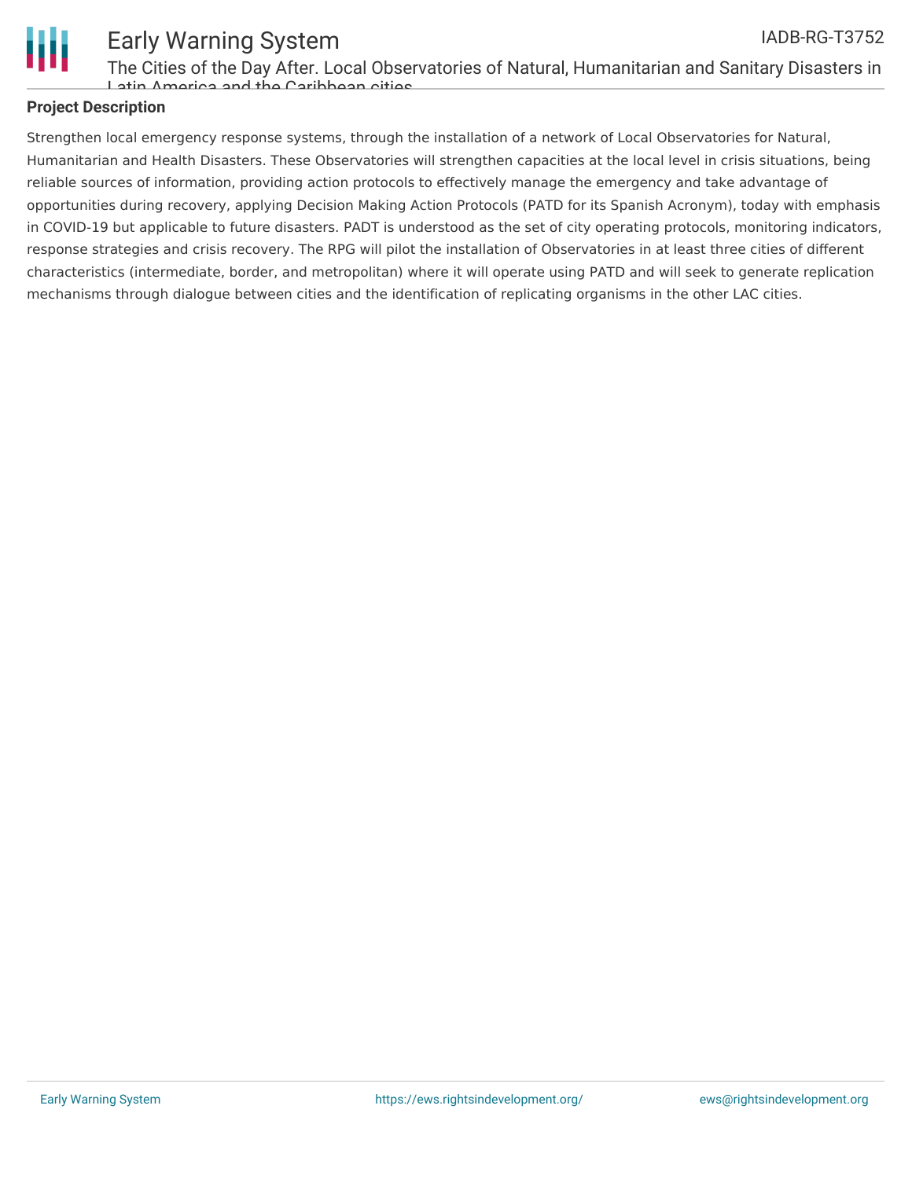## Project Description

Strengthen local emergency response systems, through the installation of a network of Local Observatories for Natural, Humanitarian and Health Disasters. These Observatories will strengthen capacities at the local level in crisis situations, being reliable sources of information, providing action protocols to effectively manage the emergency and take advantage of opportunities during recovery, applying Decision Making Action Protocols (PATD for its Spanish Acronym), today with emphasis in COVID-19 but applicable to future disasters. PADT is understood as the set of city operating protocols, monitoring indicators, response strategies and crisis recovery. The RPG will pilot the installation of Observatories in at least three cities of different characteristics (intermediate, border, and metropolitan) where it will operate using PATD and will seek to generate replication mechanisms through dialogue between cities and the identification of replicating organisms in the other LAC cities.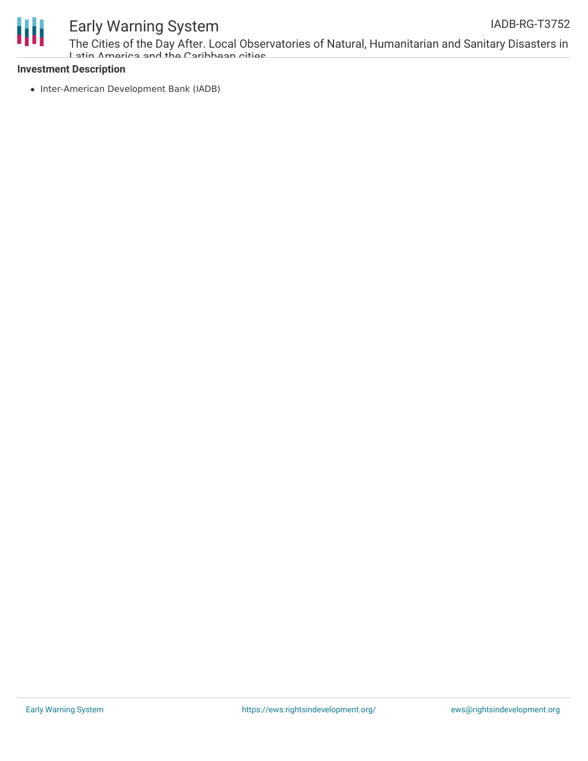**Investment Description**

- Inter-American Development Bank (IADB)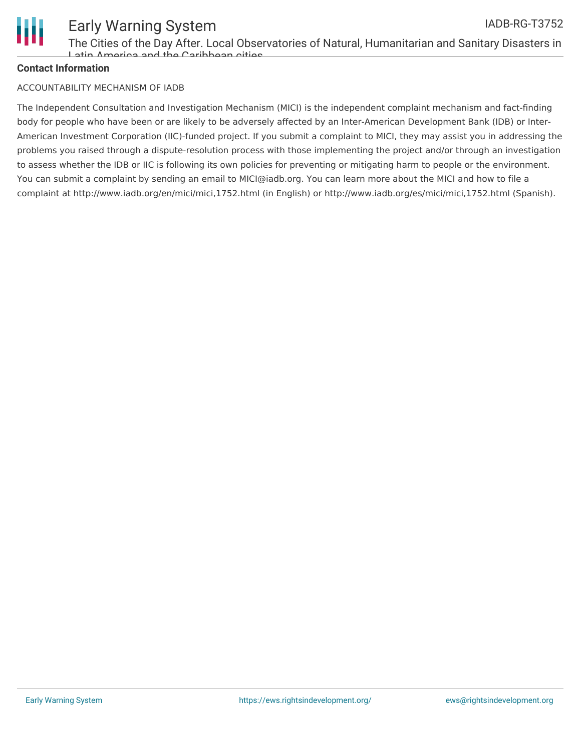**Contact Information**

ACCOUNTABILITY MECHANISM OF IADB

The Independent Consultation and Investigation Mechanism (MICI) is the independent complaint mechanism and fact-finding body for people who have been or are likely to be adversely affected by an Inter-American Development Bank (IDB) or Inter-American Investment Corporation (IIC)-funded project. If you submit a complaint to MICI, they may assist you in addressing the problems you raised through a dispute-resolution process with those implementing the project and/or through an investigation to assess whether the IDB or IIC is following its own policies for preventing or mitigating harm to people or the environment. You can submit a complaint by sending an email to MICI@iadb.org. You can learn more about the MICI and how to file a complaint at http://www.iadb.org/en/mici/mici,1752.html (in English) or http://www.iadb.org/es/mici/mici,1752.html (Spanish).